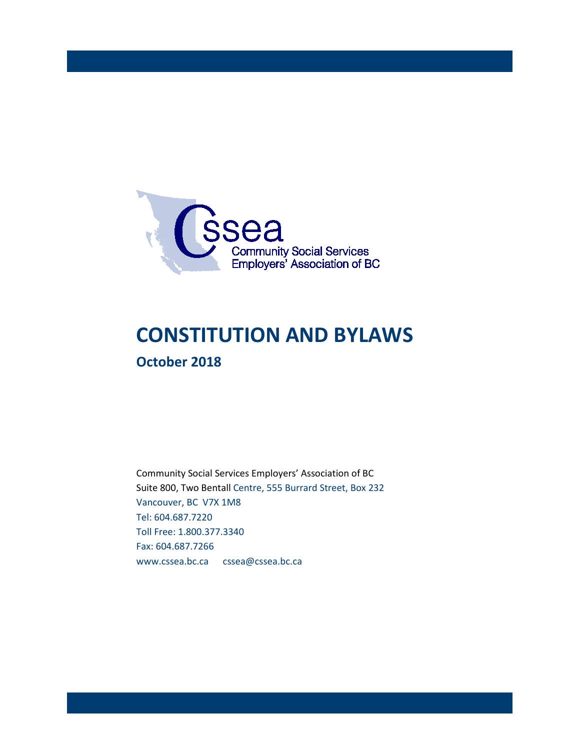CSSEA

Community Social Services Employers' Association of BC

# CONSTITUTION AND BYLAWS

## October 2018

Community Social Services Employers' Association of BC
Suite 800, Two Bentall Centre, 555 Burrard Street, Box 232
Vancouver, BC V7X 1M8
Tel: 604.687.7220
Toll Free: 1.800.377.3340
Fax: 604.687.7266
www.cssea.bc.ca cssea@cssea.bc.ca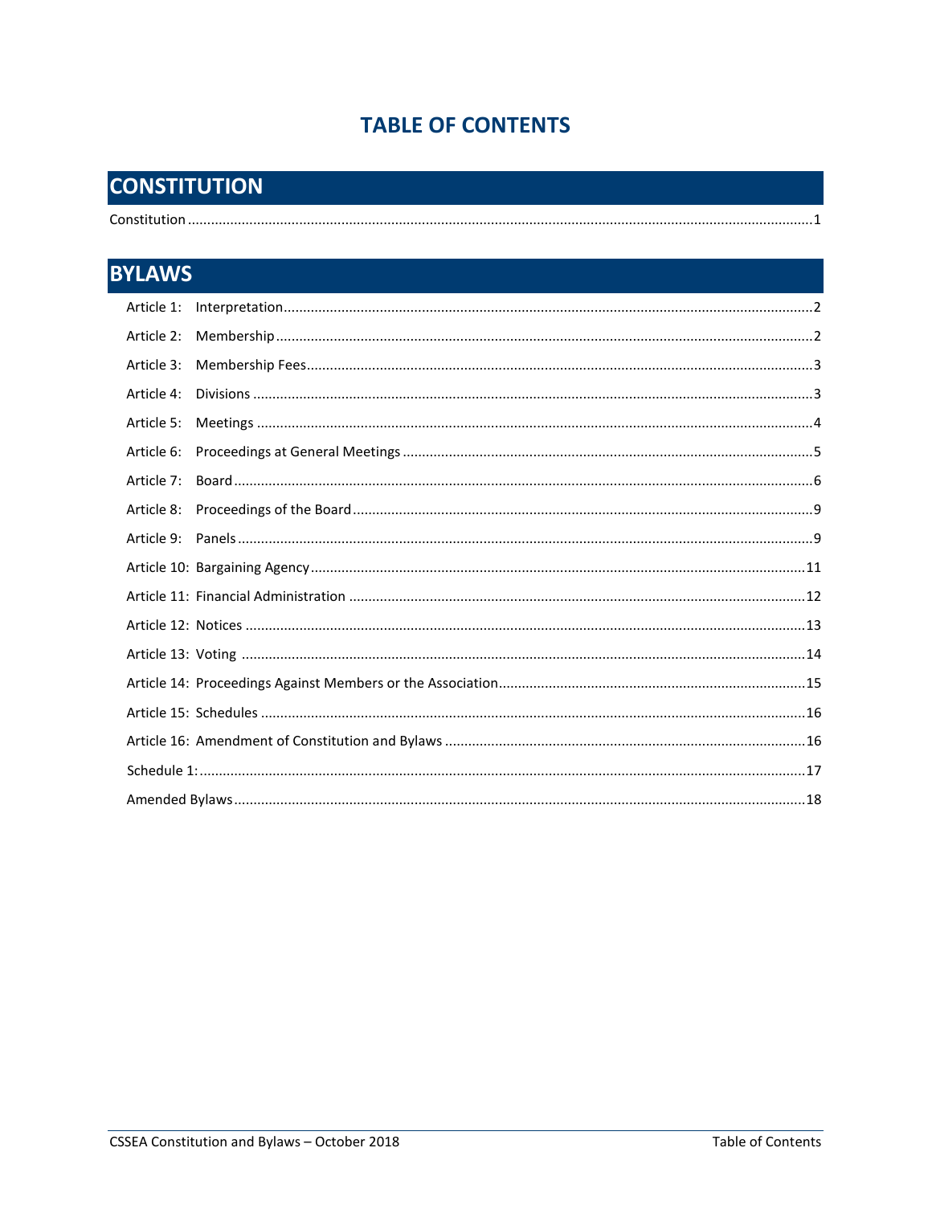# TABLE OF CONTENTS

## CONSTITUTION

Constitution ..... 1

## BYLAWS

Article 1: Interpretation ..... 2

Article 2: Membership ..... 2

Article 3: Membership Fees ..... 3

Article 4: Divisions ..... 3

Article 5: Meetings ..... 4

Article 6: Proceedings at General Meetings ..... 5

Article 7: Board ..... 6

Article 8: Proceedings of the Board ..... 9

Article 9: Panels ..... 9

Article 10: Bargaining Agency ..... 11

Article 11: Financial Administration ..... 12

Article 12: Notices ..... 13

Article 13: Voting ..... 14

Article 14: Proceedings Against Members or the Association ..... 15

Article 15: Schedules ..... 16

Article 16: Amendment of Constitution and Bylaws ..... 16

Schedule 1: ..... 17

Amended Bylaws ..... 18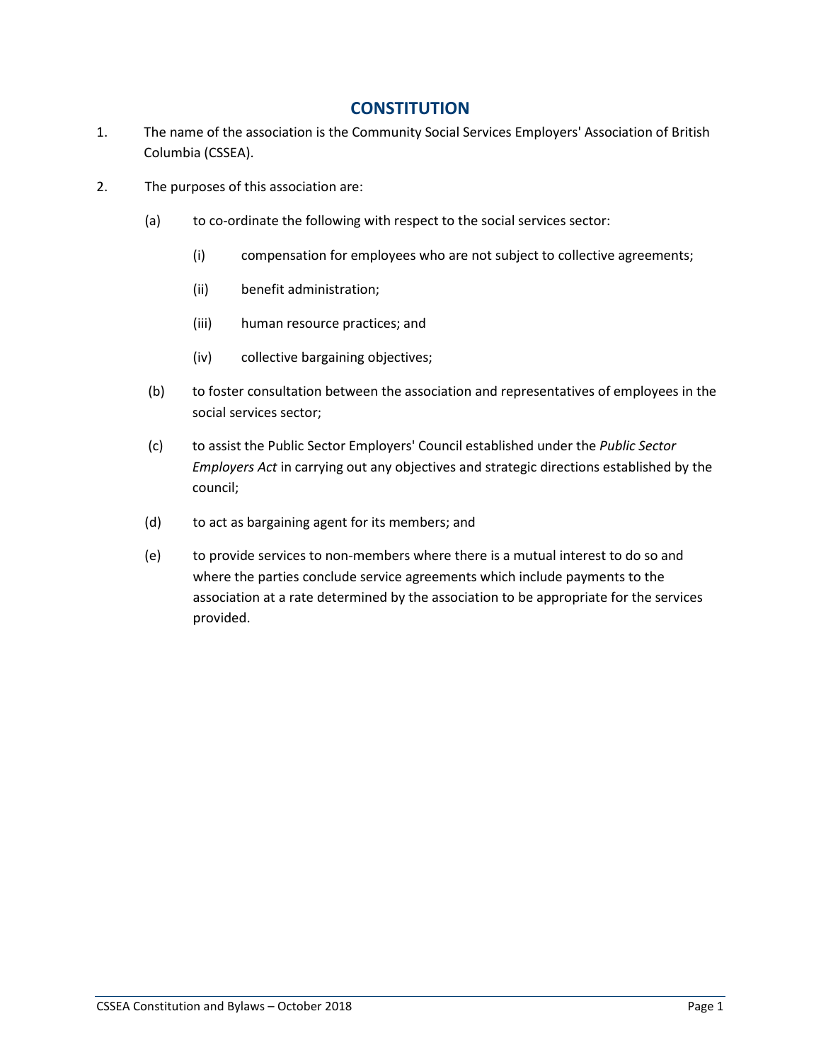# CONSTITUTION

1. The name of the association is the Community Social Services Employers' Association of British Columbia (CSSEA).

2. The purposes of this association are:

   (a) to co-ordinate the following with respect to the social services sector:

      (i) compensation for employees who are not subject to collective agreements;

      (ii) benefit administration;

      (iii) human resource practices; and

      (iv) collective bargaining objectives;

   (b) to foster consultation between the association and representatives of employees in the social services sector;

   (c) to assist the Public Sector Employers' Council established under the *Public Sector Employers Act* in carrying out any objectives and strategic directions established by the council;

   (d) to act as bargaining agent for its members; and

   (e) to provide services to non-members where there is a mutual interest to do so and where the parties conclude service agreements which include payments to the association at a rate determined by the association to be appropriate for the services provided.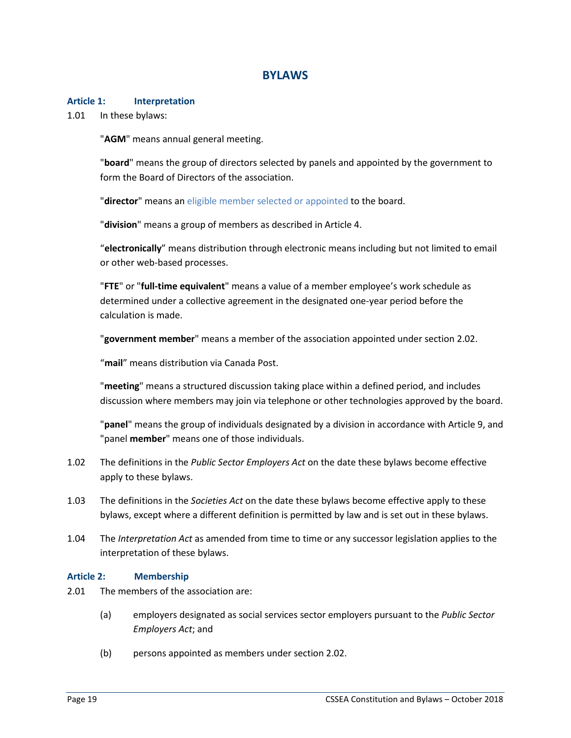# BYLAWS

### Article 1: Interpretation

1.01 In these bylaws:

"**AGM**" means annual general meeting.

"**board**" means the group of directors selected by panels and appointed by the government to form the Board of Directors of the association.

"**director**" means an eligible member selected or appointed to the board.

"**division**" means a group of members as described in Article 4.

"**electronically**" means distribution through electronic means including but not limited to email or other web-based processes.

"**FTE**" or "**full-time equivalent**" means a value of a member employee's work schedule as determined under a collective agreement in the designated one-year period before the calculation is made.

"**government member**" means a member of the association appointed under section 2.02.

"**mail**" means distribution via Canada Post.

"**meeting**" means a structured discussion taking place within a defined period, and includes discussion where members may join via telephone or other technologies approved by the board.

"**panel**" means the group of individuals designated by a division in accordance with Article 9, and "panel **member**" means one of those individuals.

1.02 The definitions in the *Public Sector Employers Act* on the date these bylaws become effective apply to these bylaws.

1.03 The definitions in the *Societies Act* on the date these bylaws become effective apply to these bylaws, except where a different definition is permitted by law and is set out in these bylaws.

1.04 The *Interpretation Act* as amended from time to time or any successor legislation applies to the interpretation of these bylaws.

### Article 2: Membership

2.01 The members of the association are:

(a) employers designated as social services sector employers pursuant to the *Public Sector Employers Act*; and

(b) persons appointed as members under section 2.02.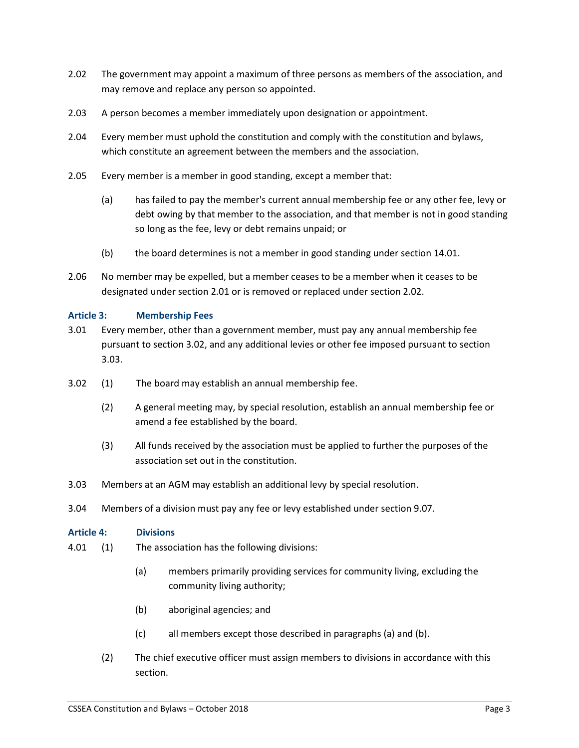2.02 The government may appoint a maximum of three persons as members of the association, and may remove and replace any person so appointed.

2.03 A person becomes a member immediately upon designation or appointment.

2.04 Every member must uphold the constitution and comply with the constitution and bylaws, which constitute an agreement between the members and the association.

2.05 Every member is a member in good standing, except a member that:

(a) has failed to pay the member's current annual membership fee or any other fee, levy or debt owing by that member to the association, and that member is not in good standing so long as the fee, levy or debt remains unpaid; or

(b) the board determines is not a member in good standing under section 14.01.

2.06 No member may be expelled, but a member ceases to be a member when it ceases to be designated under section 2.01 or is removed or replaced under section 2.02.

## Article 3: Membership Fees

3.01 Every member, other than a government member, must pay any annual membership fee pursuant to section 3.02, and any additional levies or other fee imposed pursuant to section 3.03.

3.02 (1) The board may establish an annual membership fee.

(2) A general meeting may, by special resolution, establish an annual membership fee or amend a fee established by the board.

(3) All funds received by the association must be applied to further the purposes of the association set out in the constitution.

3.03 Members at an AGM may establish an additional levy by special resolution.

3.04 Members of a division must pay any fee or levy established under section 9.07.

## Article 4: Divisions

4.01 (1) The association has the following divisions:

(a) members primarily providing services for community living, excluding the community living authority;

(b) aboriginal agencies; and

(c) all members except those described in paragraphs (a) and (b).

(2) The chief executive officer must assign members to divisions in accordance with this section.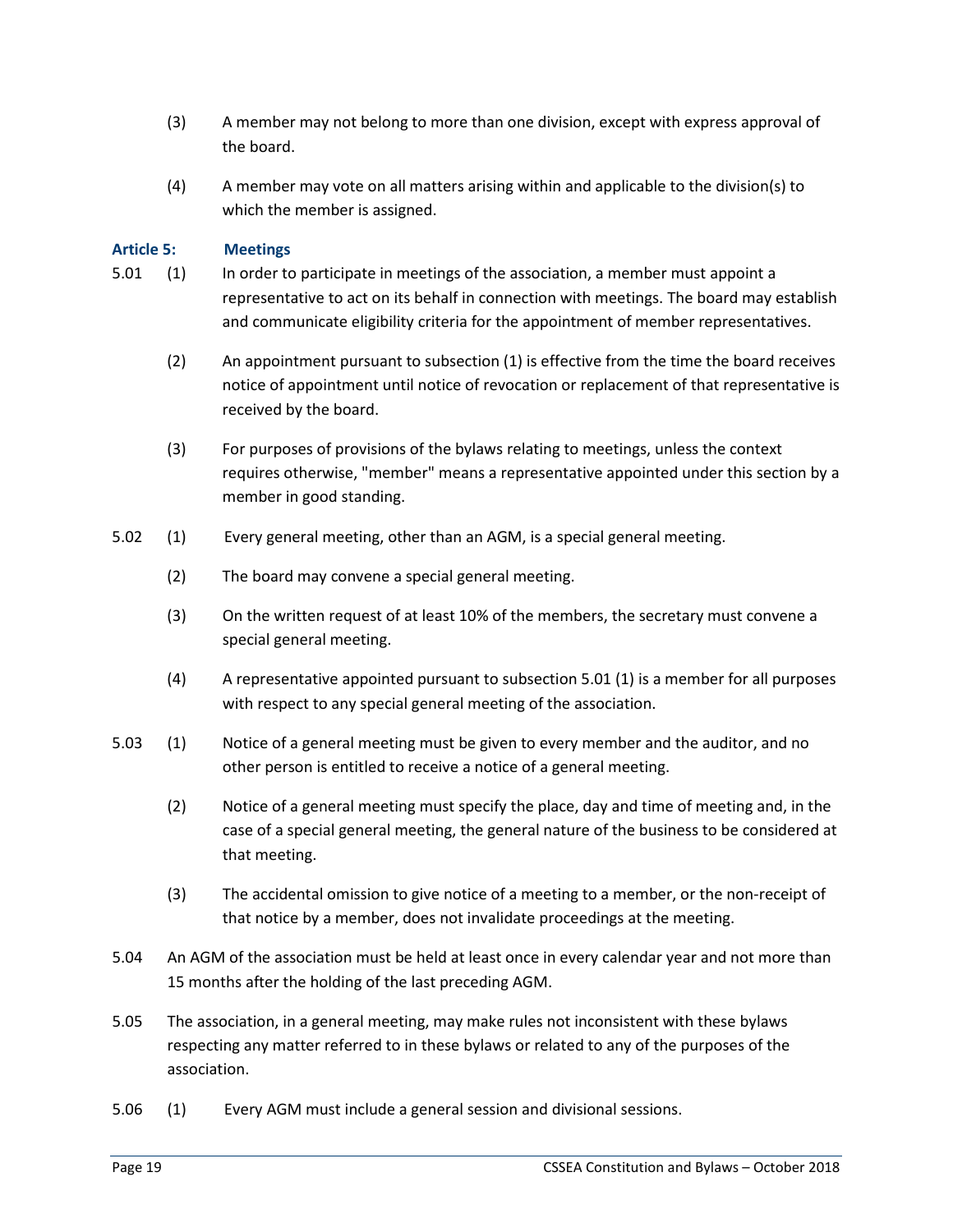(3) A member may not belong to more than one division, except with express approval of the board.

(4) A member may vote on all matters arising within and applicable to the division(s) to which the member is assigned.

### Article 5: Meetings

5.01 (1) In order to participate in meetings of the association, a member must appoint a representative to act on its behalf in connection with meetings. The board may establish and communicate eligibility criteria for the appointment of member representatives.

(2) An appointment pursuant to subsection (1) is effective from the time the board receives notice of appointment until notice of revocation or replacement of that representative is received by the board.

(3) For purposes of provisions of the bylaws relating to meetings, unless the context requires otherwise, "member" means a representative appointed under this section by a member in good standing.

5.02 (1) Every general meeting, other than an AGM, is a special general meeting.

(2) The board may convene a special general meeting.

(3) On the written request of at least 10% of the members, the secretary must convene a special general meeting.

(4) A representative appointed pursuant to subsection 5.01 (1) is a member for all purposes with respect to any special general meeting of the association.

5.03 (1) Notice of a general meeting must be given to every member and the auditor, and no other person is entitled to receive a notice of a general meeting.

(2) Notice of a general meeting must specify the place, day and time of meeting and, in the case of a special general meeting, the general nature of the business to be considered at that meeting.

(3) The accidental omission to give notice of a meeting to a member, or the non-receipt of that notice by a member, does not invalidate proceedings at the meeting.

5.04 An AGM of the association must be held at least once in every calendar year and not more than 15 months after the holding of the last preceding AGM.

5.05 The association, in a general meeting, may make rules not inconsistent with these bylaws respecting any matter referred to in these bylaws or related to any of the purposes of the association.

5.06 (1) Every AGM must include a general session and divisional sessions.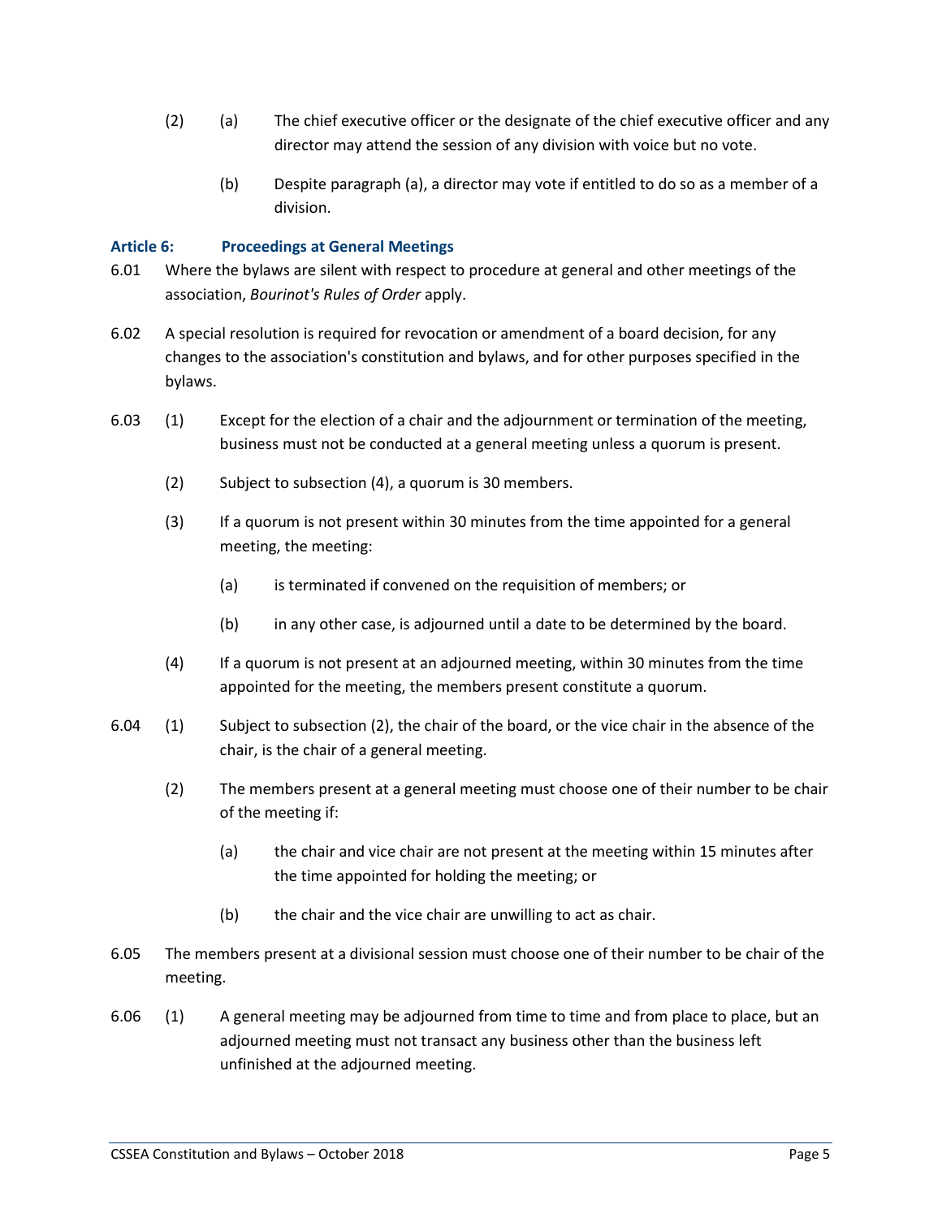(2) (a) The chief executive officer or the designate of the chief executive officer and any director may attend the session of any division with voice but no vote.

(b) Despite paragraph (a), a director may vote if entitled to do so as a member of a division.

### Article 6: Proceedings at General Meetings

6.01 Where the bylaws are silent with respect to procedure at general and other meetings of the association, *Bourinot's Rules of Order* apply.

6.02 A special resolution is required for revocation or amendment of a board decision, for any changes to the association's constitution and bylaws, and for other purposes specified in the bylaws.

6.03 (1) Except for the election of a chair and the adjournment or termination of the meeting, business must not be conducted at a general meeting unless a quorum is present.

(2) Subject to subsection (4), a quorum is 30 members.

(3) If a quorum is not present within 30 minutes from the time appointed for a general meeting, the meeting:

(a) is terminated if convened on the requisition of members; or

(b) in any other case, is adjourned until a date to be determined by the board.

(4) If a quorum is not present at an adjourned meeting, within 30 minutes from the time appointed for the meeting, the members present constitute a quorum.

6.04 (1) Subject to subsection (2), the chair of the board, or the vice chair in the absence of the chair, is the chair of a general meeting.

(2) The members present at a general meeting must choose one of their number to be chair of the meeting if:

(a) the chair and vice chair are not present at the meeting within 15 minutes after the time appointed for holding the meeting; or

(b) the chair and the vice chair are unwilling to act as chair.

6.05 The members present at a divisional session must choose one of their number to be chair of the meeting.

6.06 (1) A general meeting may be adjourned from time to time and from place to place, but an adjourned meeting must not transact any business other than the business left unfinished at the adjourned meeting.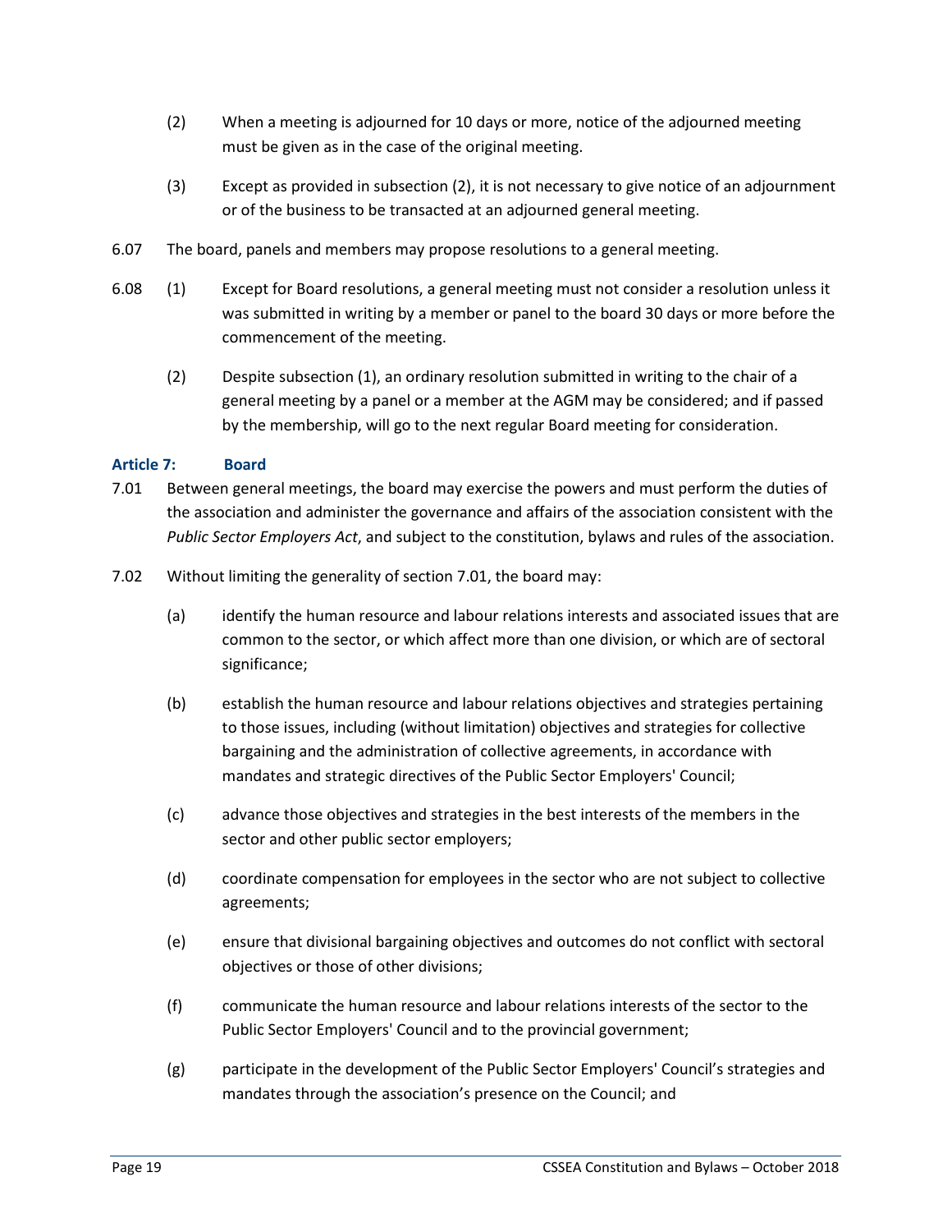(2) When a meeting is adjourned for 10 days or more, notice of the adjourned meeting must be given as in the case of the original meeting.

(3) Except as provided in subsection (2), it is not necessary to give notice of an adjournment or of the business to be transacted at an adjourned general meeting.

6.07 The board, panels and members may propose resolutions to a general meeting.

6.08 (1) Except for Board resolutions, a general meeting must not consider a resolution unless it was submitted in writing by a member or panel to the board 30 days or more before the commencement of the meeting.

(2) Despite subsection (1), an ordinary resolution submitted in writing to the chair of a general meeting by a panel or a member at the AGM may be considered; and if passed by the membership, will go to the next regular Board meeting for consideration.

### Article 7: Board

7.01 Between general meetings, the board may exercise the powers and must perform the duties of the association and administer the governance and affairs of the association consistent with the *Public Sector Employers Act*, and subject to the constitution, bylaws and rules of the association.

7.02 Without limiting the generality of section 7.01, the board may:

(a) identify the human resource and labour relations interests and associated issues that are common to the sector, or which affect more than one division, or which are of sectoral significance;

(b) establish the human resource and labour relations objectives and strategies pertaining to those issues, including (without limitation) objectives and strategies for collective bargaining and the administration of collective agreements, in accordance with mandates and strategic directives of the Public Sector Employers' Council;

(c) advance those objectives and strategies in the best interests of the members in the sector and other public sector employers;

(d) coordinate compensation for employees in the sector who are not subject to collective agreements;

(e) ensure that divisional bargaining objectives and outcomes do not conflict with sectoral objectives or those of other divisions;

(f) communicate the human resource and labour relations interests of the sector to the Public Sector Employers' Council and to the provincial government;

(g) participate in the development of the Public Sector Employers' Council's strategies and mandates through the association's presence on the Council; and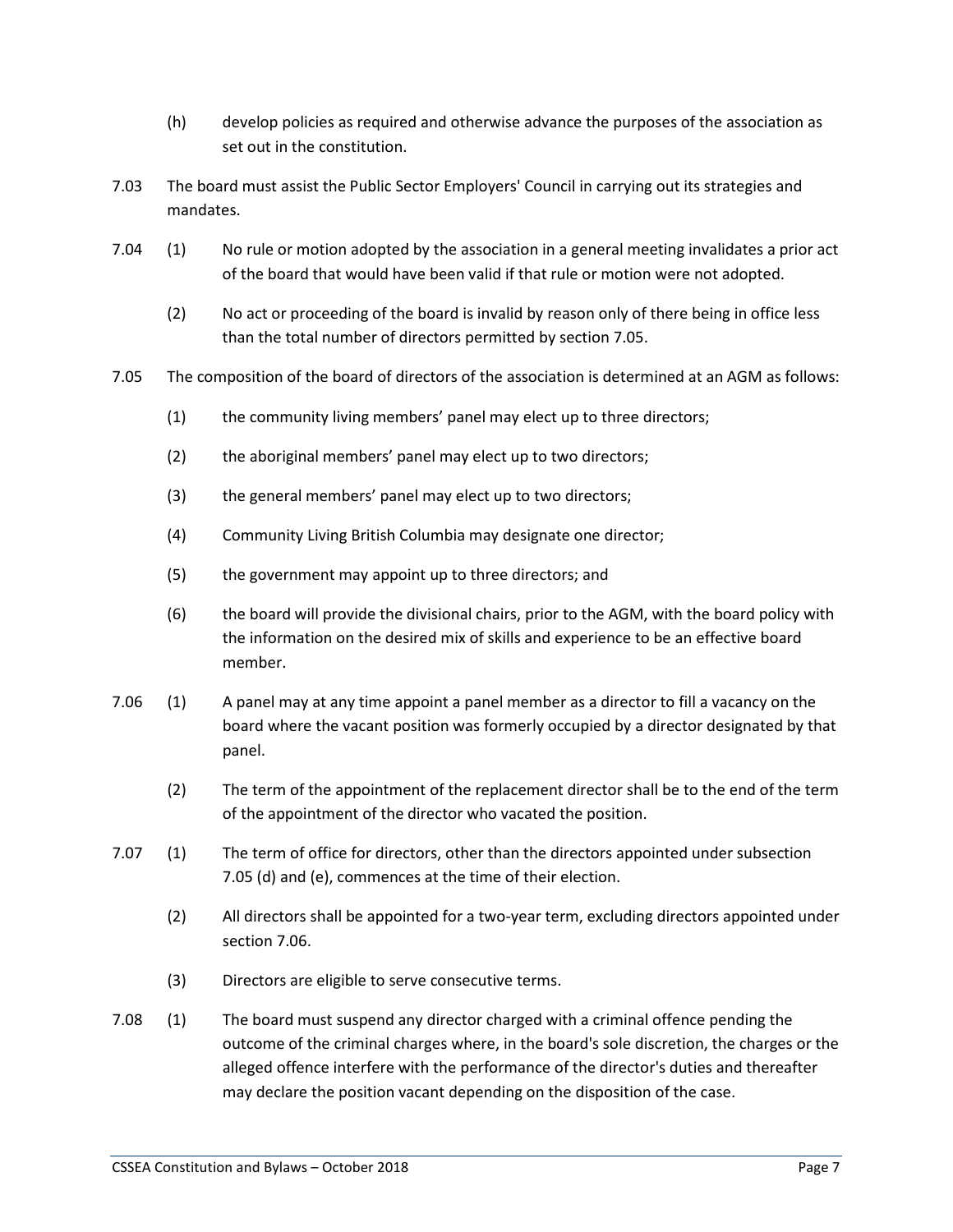(h) develop policies as required and otherwise advance the purposes of the association as set out in the constitution.

7.03 The board must assist the Public Sector Employers' Council in carrying out its strategies and mandates.

7.04 (1) No rule or motion adopted by the association in a general meeting invalidates a prior act of the board that would have been valid if that rule or motion were not adopted.

(2) No act or proceeding of the board is invalid by reason only of there being in office less than the total number of directors permitted by section 7.05.

7.05 The composition of the board of directors of the association is determined at an AGM as follows:

(1) the community living members' panel may elect up to three directors;

(2) the aboriginal members' panel may elect up to two directors;

(3) the general members' panel may elect up to two directors;

(4) Community Living British Columbia may designate one director;

(5) the government may appoint up to three directors; and

(6) the board will provide the divisional chairs, prior to the AGM, with the board policy with the information on the desired mix of skills and experience to be an effective board member.

7.06 (1) A panel may at any time appoint a panel member as a director to fill a vacancy on the board where the vacant position was formerly occupied by a director designated by that panel.

(2) The term of the appointment of the replacement director shall be to the end of the term of the appointment of the director who vacated the position.

7.07 (1) The term of office for directors, other than the directors appointed under subsection 7.05 (d) and (e), commences at the time of their election.

(2) All directors shall be appointed for a two-year term, excluding directors appointed under section 7.06.

(3) Directors are eligible to serve consecutive terms.

7.08 (1) The board must suspend any director charged with a criminal offence pending the outcome of the criminal charges where, in the board's sole discretion, the charges or the alleged offence interfere with the performance of the director's duties and thereafter may declare the position vacant depending on the disposition of the case.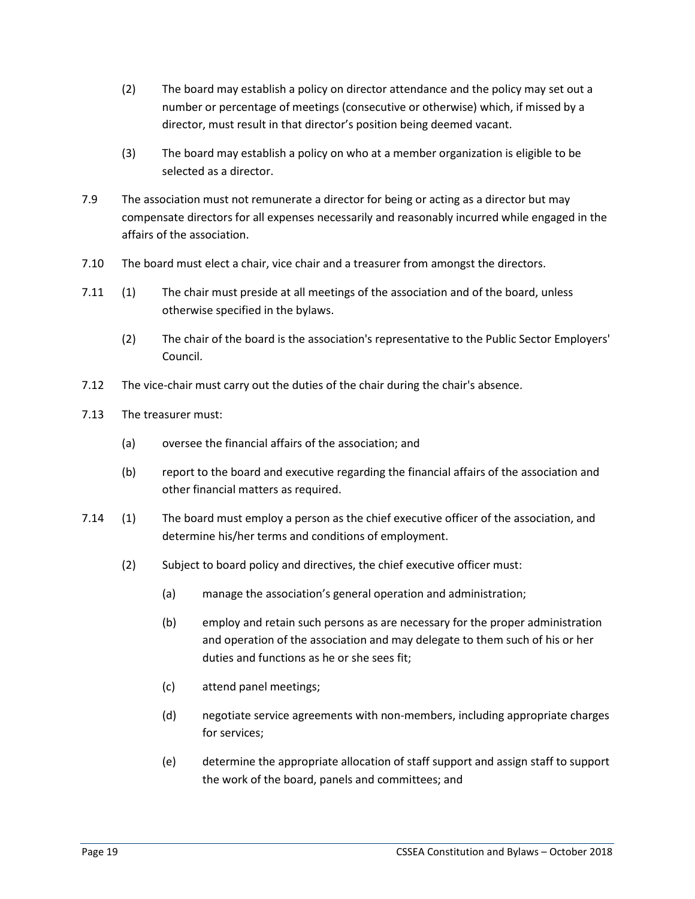(2) The board may establish a policy on director attendance and the policy may set out a number or percentage of meetings (consecutive or otherwise) which, if missed by a director, must result in that director's position being deemed vacant.

(3) The board may establish a policy on who at a member organization is eligible to be selected as a director.

7.9 The association must not remunerate a director for being or acting as a director but may compensate directors for all expenses necessarily and reasonably incurred while engaged in the affairs of the association.

7.10 The board must elect a chair, vice chair and a treasurer from amongst the directors.

7.11 (1) The chair must preside at all meetings of the association and of the board, unless otherwise specified in the bylaws.

(2) The chair of the board is the association's representative to the Public Sector Employers' Council.

7.12 The vice-chair must carry out the duties of the chair during the chair's absence.

7.13 The treasurer must:

(a) oversee the financial affairs of the association; and

(b) report to the board and executive regarding the financial affairs of the association and other financial matters as required.

7.14 (1) The board must employ a person as the chief executive officer of the association, and determine his/her terms and conditions of employment.

(2) Subject to board policy and directives, the chief executive officer must:

(a) manage the association's general operation and administration;

(b) employ and retain such persons as are necessary for the proper administration and operation of the association and may delegate to them such of his or her duties and functions as he or she sees fit;

(c) attend panel meetings;

(d) negotiate service agreements with non-members, including appropriate charges for services;

(e) determine the appropriate allocation of staff support and assign staff to support the work of the board, panels and committees; and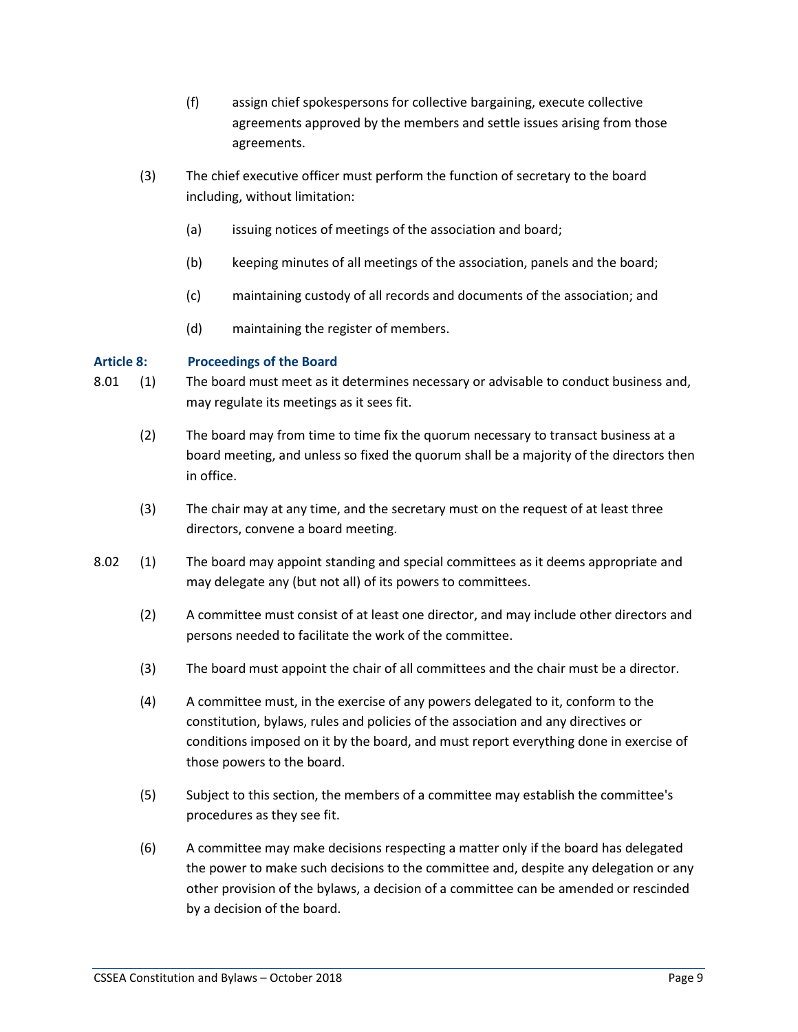(f) assign chief spokespersons for collective bargaining, execute collective agreements approved by the members and settle issues arising from those agreements.

(3) The chief executive officer must perform the function of secretary to the board including, without limitation:

(a) issuing notices of meetings of the association and board;

(b) keeping minutes of all meetings of the association, panels and the board;

(c) maintaining custody of all records and documents of the association; and

(d) maintaining the register of members.

### Article 8: Proceedings of the Board

8.01 (1) The board must meet as it determines necessary or advisable to conduct business and, may regulate its meetings as it sees fit.

(2) The board may from time to time fix the quorum necessary to transact business at a board meeting, and unless so fixed the quorum shall be a majority of the directors then in office.

(3) The chair may at any time, and the secretary must on the request of at least three directors, convene a board meeting.

8.02 (1) The board may appoint standing and special committees as it deems appropriate and may delegate any (but not all) of its powers to committees.

(2) A committee must consist of at least one director, and may include other directors and persons needed to facilitate the work of the committee.

(3) The board must appoint the chair of all committees and the chair must be a director.

(4) A committee must, in the exercise of any powers delegated to it, conform to the constitution, bylaws, rules and policies of the association and any directives or conditions imposed on it by the board, and must report everything done in exercise of those powers to the board.

(5) Subject to this section, the members of a committee may establish the committee's procedures as they see fit.

(6) A committee may make decisions respecting a matter only if the board has delegated the power to make such decisions to the committee and, despite any delegation or any other provision of the bylaws, a decision of a committee can be amended or rescinded by a decision of the board.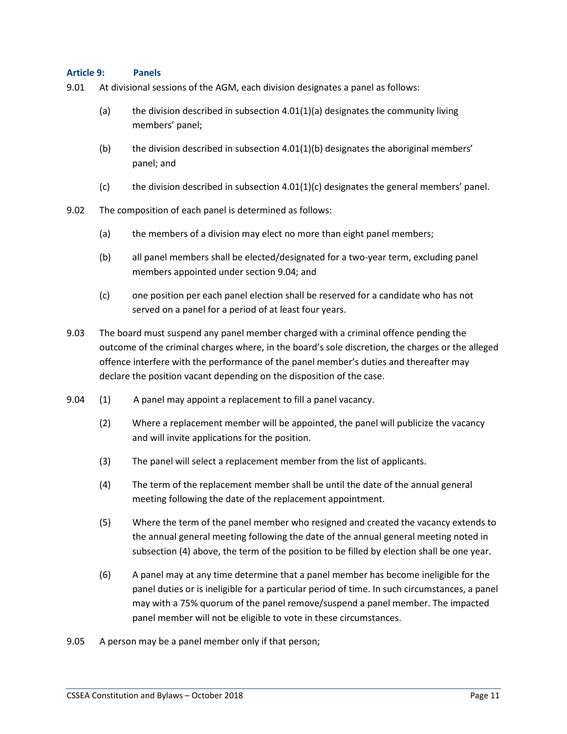## Article 9: Panels

9.01 At divisional sessions of the AGM, each division designates a panel as follows:

(a) the division described in subsection 4.01(1)(a) designates the community living members' panel;

(b) the division described in subsection 4.01(1)(b) designates the aboriginal members' panel; and

(c) the division described in subsection 4.01(1)(c) designates the general members' panel.

9.02 The composition of each panel is determined as follows:

(a) the members of a division may elect no more than eight panel members;

(b) all panel members shall be elected/designated for a two-year term, excluding panel members appointed under section 9.04; and

(c) one position per each panel election shall be reserved for a candidate who has not served on a panel for a period of at least four years.

9.03 The board must suspend any panel member charged with a criminal offence pending the outcome of the criminal charges where, in the board's sole discretion, the charges or the alleged offence interfere with the performance of the panel member's duties and thereafter may declare the position vacant depending on the disposition of the case.

9.04 (1) A panel may appoint a replacement to fill a panel vacancy.

(2) Where a replacement member will be appointed, the panel will publicize the vacancy and will invite applications for the position.

(3) The panel will select a replacement member from the list of applicants.

(4) The term of the replacement member shall be until the date of the annual general meeting following the date of the replacement appointment.

(5) Where the term of the panel member who resigned and created the vacancy extends to the annual general meeting following the date of the annual general meeting noted in subsection (4) above, the term of the position to be filled by election shall be one year.

(6) A panel may at any time determine that a panel member has become ineligible for the panel duties or is ineligible for a particular period of time. In such circumstances, a panel may with a 75% quorum of the panel remove/suspend a panel member. The impacted panel member will not be eligible to vote in these circumstances.

9.05 A person may be a panel member only if that person;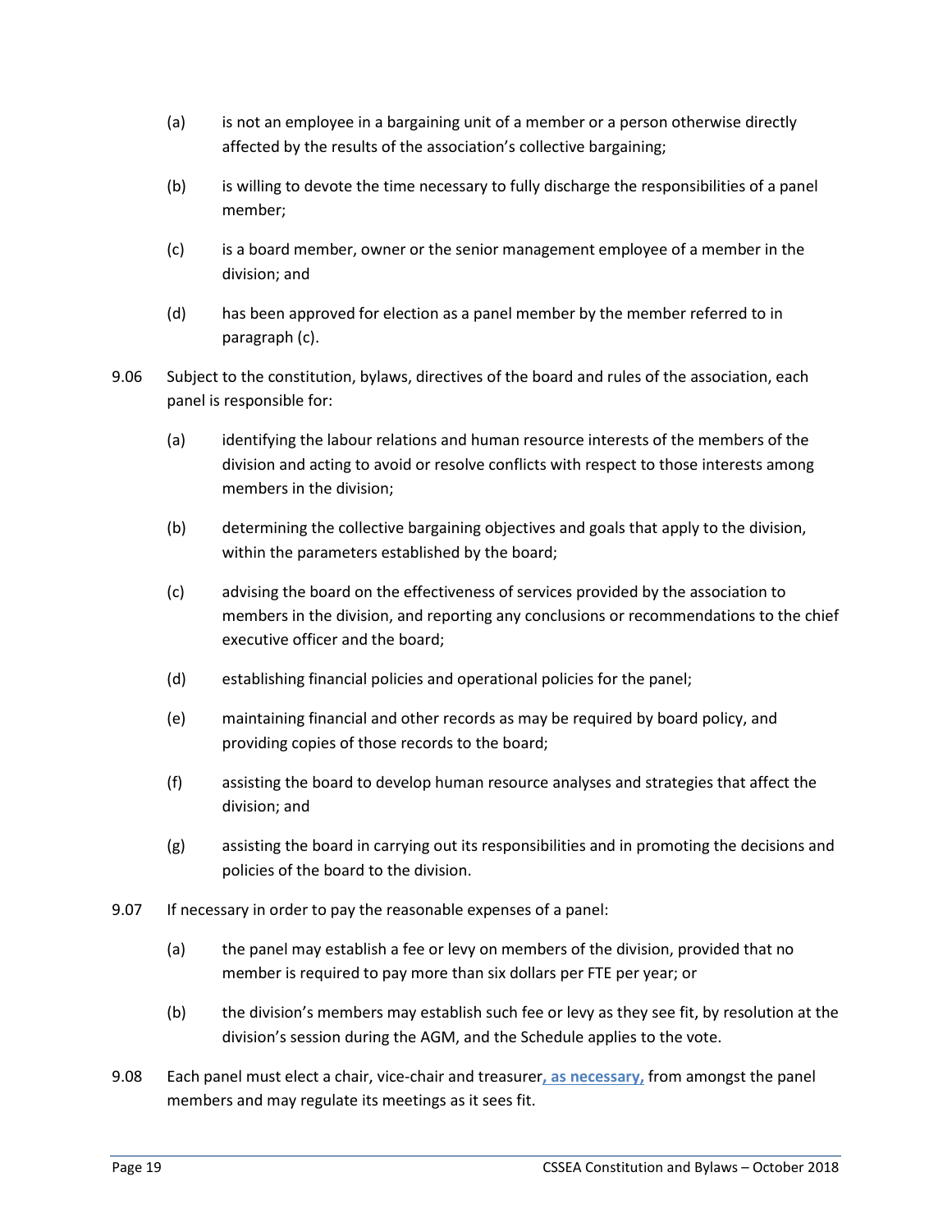(a) is not an employee in a bargaining unit of a member or a person otherwise directly affected by the results of the association's collective bargaining;

(b) is willing to devote the time necessary to fully discharge the responsibilities of a panel member;

(c) is a board member, owner or the senior management employee of a member in the division; and

(d) has been approved for election as a panel member by the member referred to in paragraph (c).

9.06 Subject to the constitution, bylaws, directives of the board and rules of the association, each panel is responsible for:

(a) identifying the labour relations and human resource interests of the members of the division and acting to avoid or resolve conflicts with respect to those interests among members in the division;

(b) determining the collective bargaining objectives and goals that apply to the division, within the parameters established by the board;

(c) advising the board on the effectiveness of services provided by the association to members in the division, and reporting any conclusions or recommendations to the chief executive officer and the board;

(d) establishing financial policies and operational policies for the panel;

(e) maintaining financial and other records as may be required by board policy, and providing copies of those records to the board;

(f) assisting the board to develop human resource analyses and strategies that affect the division; and

(g) assisting the board in carrying out its responsibilities and in promoting the decisions and policies of the board to the division.

9.07 If necessary in order to pay the reasonable expenses of a panel:

(a) the panel may establish a fee or levy on members of the division, provided that no member is required to pay more than six dollars per FTE per year; or

(b) the division's members may establish such fee or levy as they see fit, by resolution at the division's session during the AGM, and the Schedule applies to the vote.

9.08 Each panel must elect a chair, vice-chair and treasurer**, as necessary,** from amongst the panel members and may regulate its meetings as it sees fit.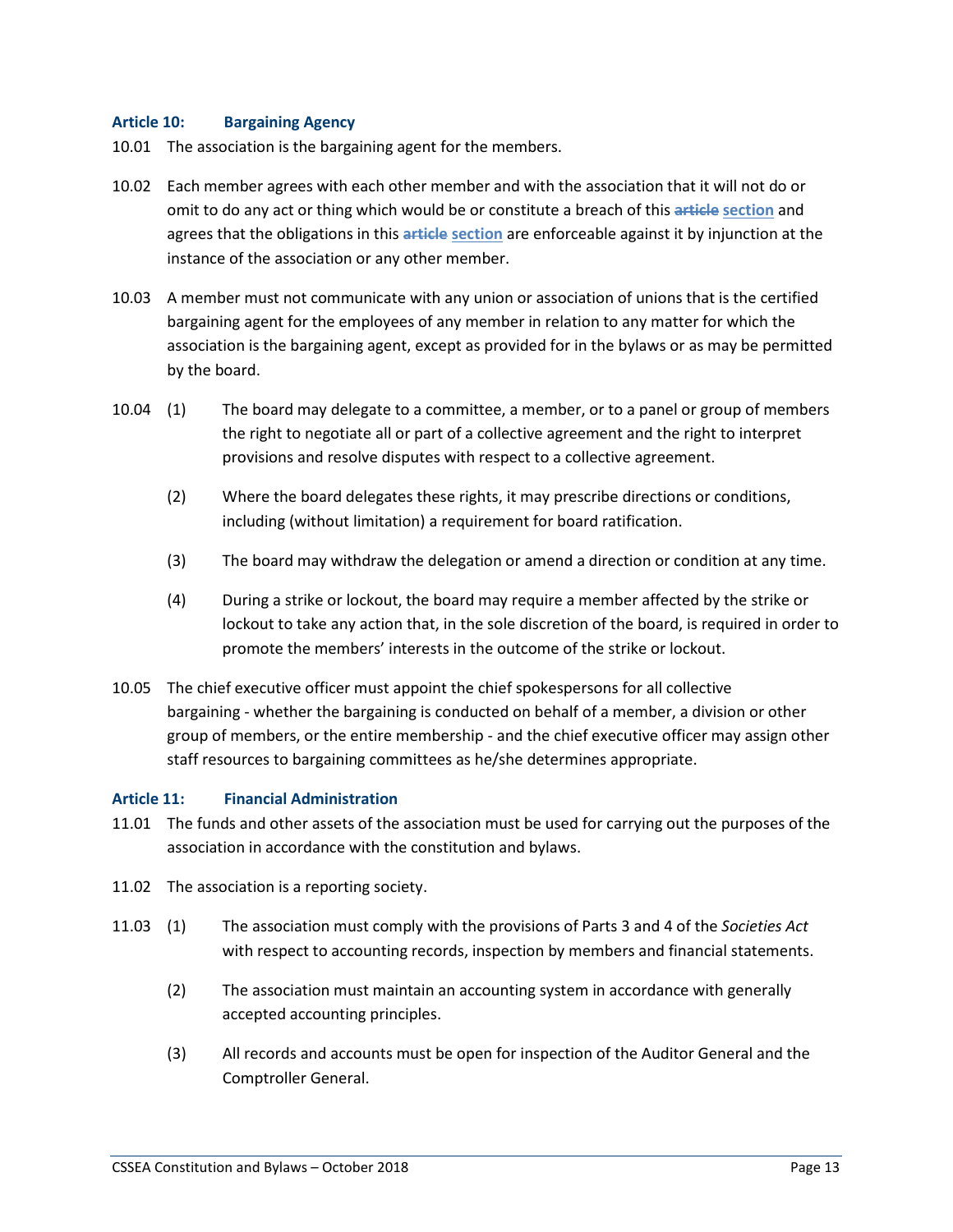### Article 10: Bargaining Agency

10.01 The association is the bargaining agent for the members.

10.02 Each member agrees with each other member and with the association that it will not do or omit to do any act or thing which would be or constitute a breach of this ~~article~~ section and agrees that the obligations in this ~~article~~ section are enforceable against it by injunction at the instance of the association or any other member.

10.03 A member must not communicate with any union or association of unions that is the certified bargaining agent for the employees of any member in relation to any matter for which the association is the bargaining agent, except as provided for in the bylaws or as may be permitted by the board.

10.04 (1) The board may delegate to a committee, a member, or to a panel or group of members the right to negotiate all or part of a collective agreement and the right to interpret provisions and resolve disputes with respect to a collective agreement.

(2) Where the board delegates these rights, it may prescribe directions or conditions, including (without limitation) a requirement for board ratification.

(3) The board may withdraw the delegation or amend a direction or condition at any time.

(4) During a strike or lockout, the board may require a member affected by the strike or lockout to take any action that, in the sole discretion of the board, is required in order to promote the members' interests in the outcome of the strike or lockout.

10.05 The chief executive officer must appoint the chief spokespersons for all collective bargaining - whether the bargaining is conducted on behalf of a member, a division or other group of members, or the entire membership - and the chief executive officer may assign other staff resources to bargaining committees as he/she determines appropriate.

### Article 11: Financial Administration

11.01 The funds and other assets of the association must be used for carrying out the purposes of the association in accordance with the constitution and bylaws.

11.02 The association is a reporting society.

11.03 (1) The association must comply with the provisions of Parts 3 and 4 of the *Societies Act* with respect to accounting records, inspection by members and financial statements.

(2) The association must maintain an accounting system in accordance with generally accepted accounting principles.

(3) All records and accounts must be open for inspection of the Auditor General and the Comptroller General.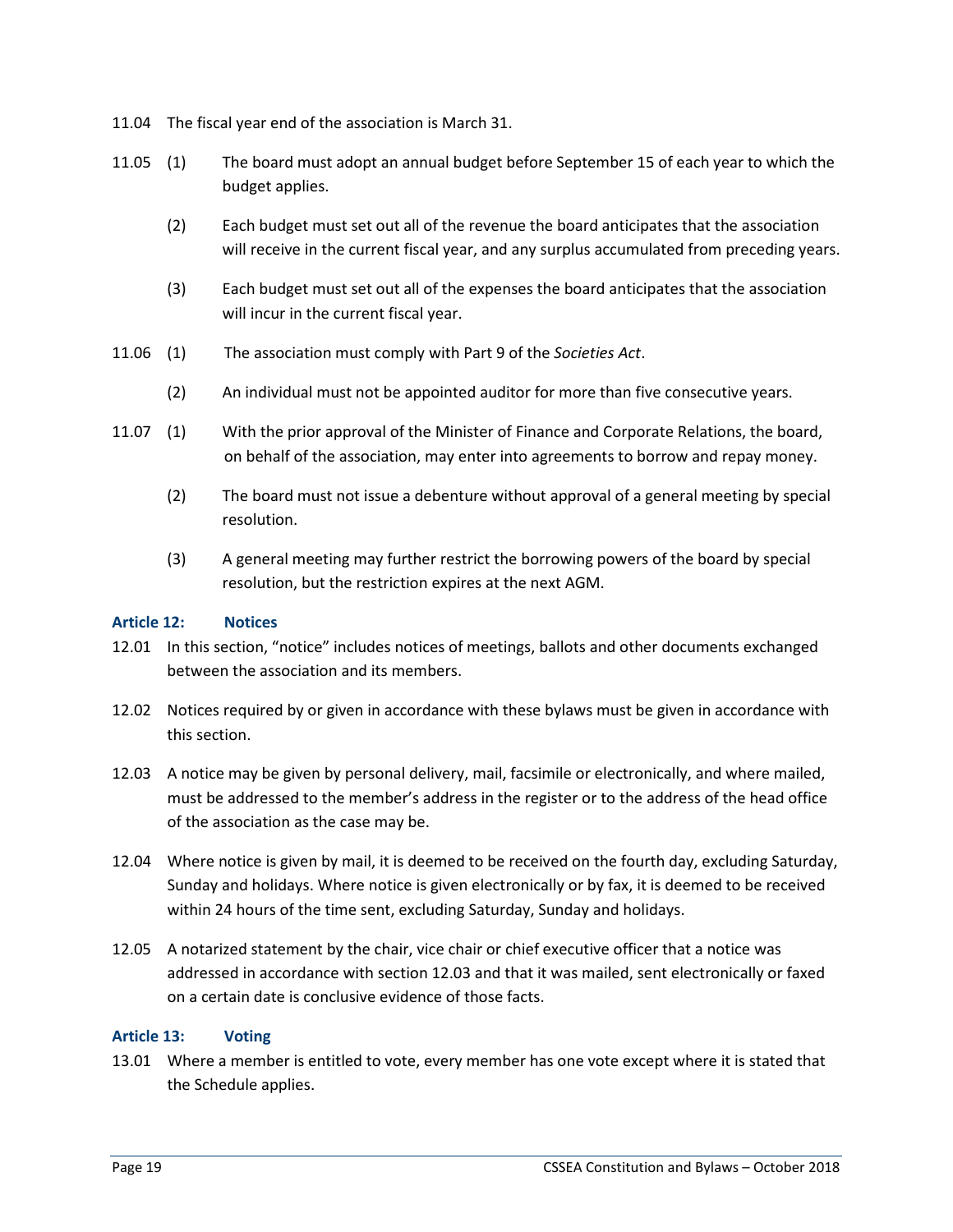11.04 The fiscal year end of the association is March 31.

11.05 (1) The board must adopt an annual budget before September 15 of each year to which the budget applies.

(2) Each budget must set out all of the revenue the board anticipates that the association will receive in the current fiscal year, and any surplus accumulated from preceding years.

(3) Each budget must set out all of the expenses the board anticipates that the association will incur in the current fiscal year.

11.06 (1) The association must comply with Part 9 of the *Societies Act*.

(2) An individual must not be appointed auditor for more than five consecutive years.

11.07 (1) With the prior approval of the Minister of Finance and Corporate Relations, the board, on behalf of the association, may enter into agreements to borrow and repay money.

(2) The board must not issue a debenture without approval of a general meeting by special resolution.

(3) A general meeting may further restrict the borrowing powers of the board by special resolution, but the restriction expires at the next AGM.

### Article 12: Notices

12.01 In this section, "notice" includes notices of meetings, ballots and other documents exchanged between the association and its members.

12.02 Notices required by or given in accordance with these bylaws must be given in accordance with this section.

12.03 A notice may be given by personal delivery, mail, facsimile or electronically, and where mailed, must be addressed to the member's address in the register or to the address of the head office of the association as the case may be.

12.04 Where notice is given by mail, it is deemed to be received on the fourth day, excluding Saturday, Sunday and holidays. Where notice is given electronically or by fax, it is deemed to be received within 24 hours of the time sent, excluding Saturday, Sunday and holidays.

12.05 A notarized statement by the chair, vice chair or chief executive officer that a notice was addressed in accordance with section 12.03 and that it was mailed, sent electronically or faxed on a certain date is conclusive evidence of those facts.

### Article 13: Voting

13.01 Where a member is entitled to vote, every member has one vote except where it is stated that the Schedule applies.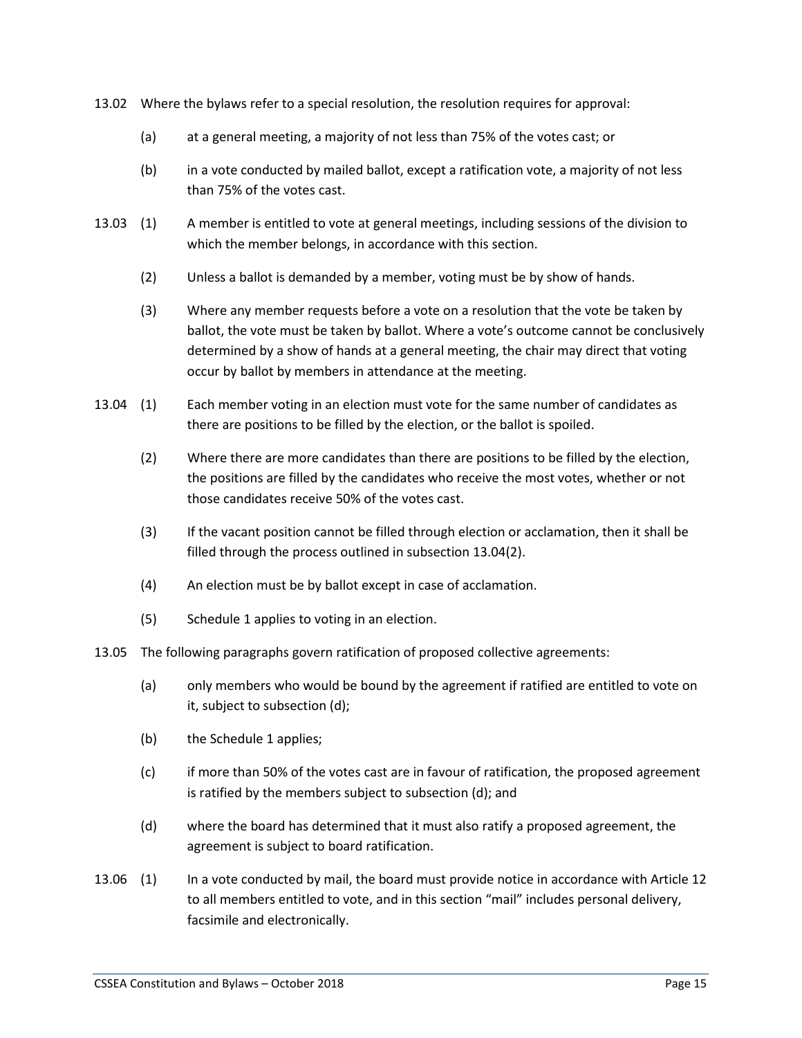13.02 Where the bylaws refer to a special resolution, the resolution requires for approval:

(a) at a general meeting, a majority of not less than 75% of the votes cast; or

(b) in a vote conducted by mailed ballot, except a ratification vote, a majority of not less than 75% of the votes cast.

13.03 (1) A member is entitled to vote at general meetings, including sessions of the division to which the member belongs, in accordance with this section.

(2) Unless a ballot is demanded by a member, voting must be by show of hands.

(3) Where any member requests before a vote on a resolution that the vote be taken by ballot, the vote must be taken by ballot. Where a vote's outcome cannot be conclusively determined by a show of hands at a general meeting, the chair may direct that voting occur by ballot by members in attendance at the meeting.

13.04 (1) Each member voting in an election must vote for the same number of candidates as there are positions to be filled by the election, or the ballot is spoiled.

(2) Where there are more candidates than there are positions to be filled by the election, the positions are filled by the candidates who receive the most votes, whether or not those candidates receive 50% of the votes cast.

(3) If the vacant position cannot be filled through election or acclamation, then it shall be filled through the process outlined in subsection 13.04(2).

(4) An election must be by ballot except in case of acclamation.

(5) Schedule 1 applies to voting in an election.

13.05 The following paragraphs govern ratification of proposed collective agreements:

(a) only members who would be bound by the agreement if ratified are entitled to vote on it, subject to subsection (d);

(b) the Schedule 1 applies;

(c) if more than 50% of the votes cast are in favour of ratification, the proposed agreement is ratified by the members subject to subsection (d); and

(d) where the board has determined that it must also ratify a proposed agreement, the agreement is subject to board ratification.

13.06 (1) In a vote conducted by mail, the board must provide notice in accordance with Article 12 to all members entitled to vote, and in this section "mail" includes personal delivery, facsimile and electronically.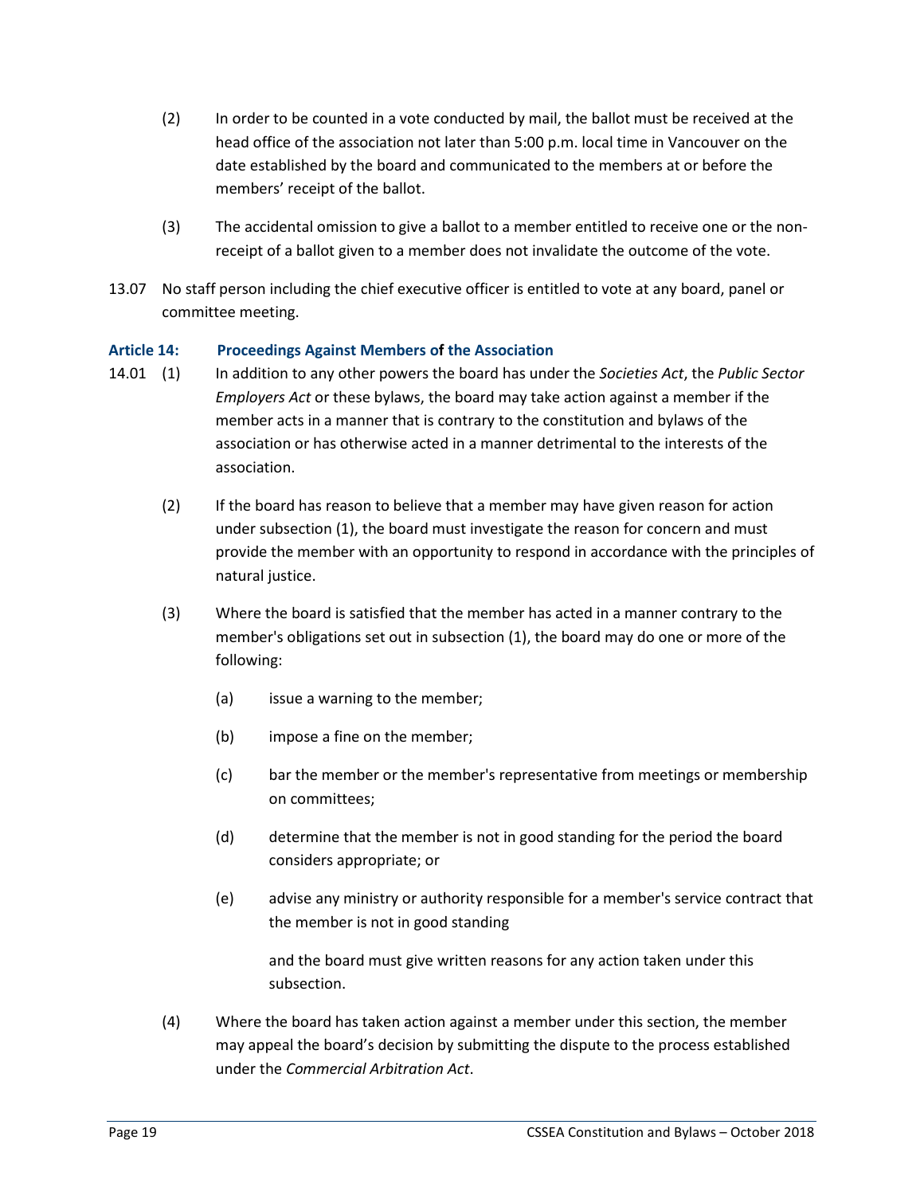(2) In order to be counted in a vote conducted by mail, the ballot must be received at the head office of the association not later than 5:00 p.m. local time in Vancouver on the date established by the board and communicated to the members at or before the members' receipt of the ballot.

(3) The accidental omission to give a ballot to a member entitled to receive one or the non-receipt of a ballot given to a member does not invalidate the outcome of the vote.

13.07 No staff person including the chief executive officer is entitled to vote at any board, panel or committee meeting.

### Article 14: Proceedings Against Members of the Association

14.01 (1) In addition to any other powers the board has under the *Societies Act*, the *Public Sector Employers Act* or these bylaws, the board may take action against a member if the member acts in a manner that is contrary to the constitution and bylaws of the association or has otherwise acted in a manner detrimental to the interests of the association.

(2) If the board has reason to believe that a member may have given reason for action under subsection (1), the board must investigate the reason for concern and must provide the member with an opportunity to respond in accordance with the principles of natural justice.

(3) Where the board is satisfied that the member has acted in a manner contrary to the member's obligations set out in subsection (1), the board may do one or more of the following:

(a) issue a warning to the member;

(b) impose a fine on the member;

(c) bar the member or the member's representative from meetings or membership on committees;

(d) determine that the member is not in good standing for the period the board considers appropriate; or

(e) advise any ministry or authority responsible for a member's service contract that the member is not in good standing

and the board must give written reasons for any action taken under this subsection.

(4) Where the board has taken action against a member under this section, the member may appeal the board's decision by submitting the dispute to the process established under the *Commercial Arbitration Act*.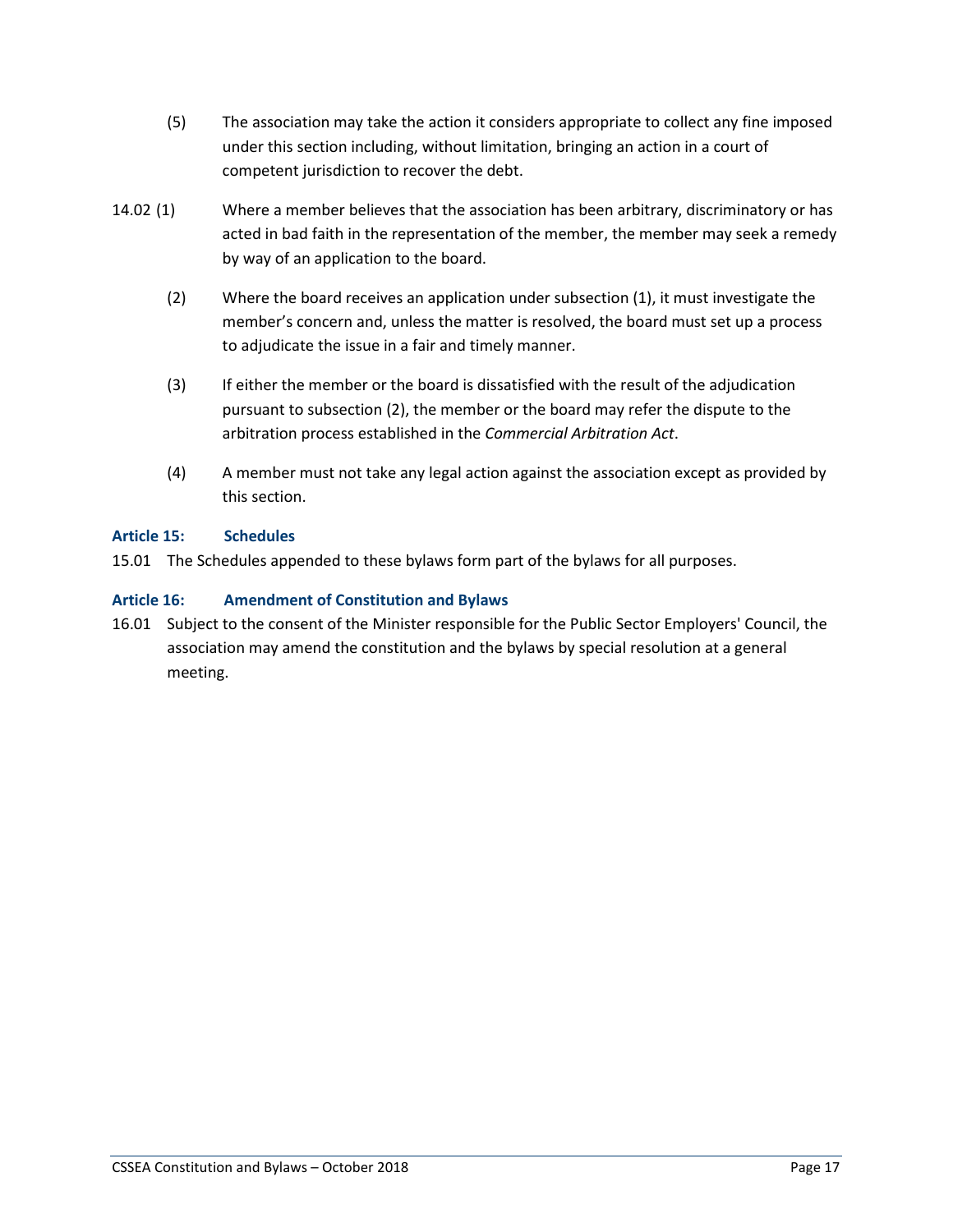(5) The association may take the action it considers appropriate to collect any fine imposed under this section including, without limitation, bringing an action in a court of competent jurisdiction to recover the debt.

14.02 (1) Where a member believes that the association has been arbitrary, discriminatory or has acted in bad faith in the representation of the member, the member may seek a remedy by way of an application to the board.

(2) Where the board receives an application under subsection (1), it must investigate the member's concern and, unless the matter is resolved, the board must set up a process to adjudicate the issue in a fair and timely manner.

(3) If either the member or the board is dissatisfied with the result of the adjudication pursuant to subsection (2), the member or the board may refer the dispute to the arbitration process established in the *Commercial Arbitration Act*.

(4) A member must not take any legal action against the association except as provided by this section.

### Article 15: Schedules

15.01 The Schedules appended to these bylaws form part of the bylaws for all purposes.

### Article 16: Amendment of Constitution and Bylaws

16.01 Subject to the consent of the Minister responsible for the Public Sector Employers' Council, the association may amend the constitution and the bylaws by special resolution at a general meeting.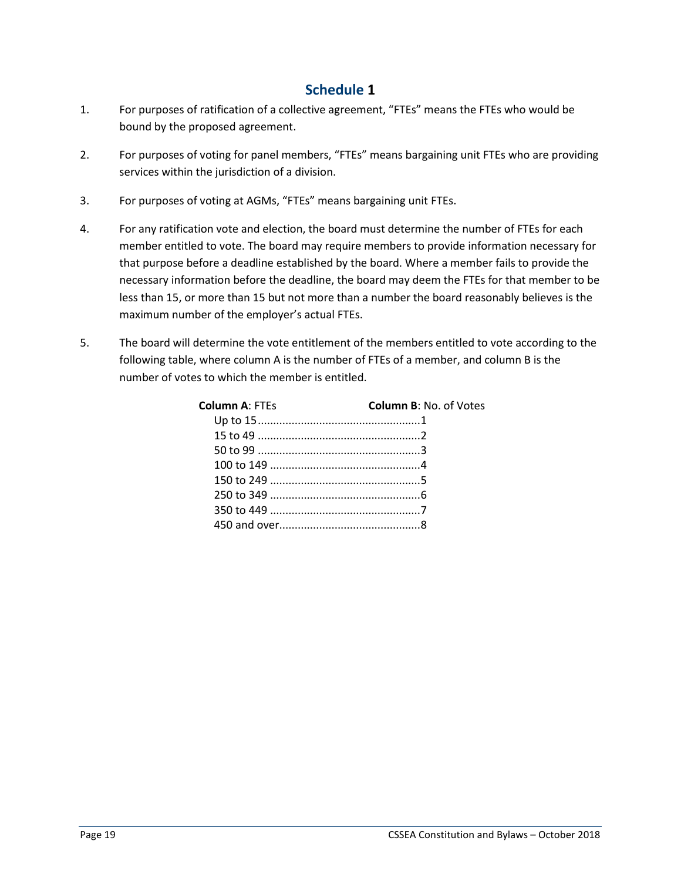# Schedule 1

1. For purposes of ratification of a collective agreement, "FTEs" means the FTEs who would be bound by the proposed agreement.

2. For purposes of voting for panel members, "FTEs" means bargaining unit FTEs who are providing services within the jurisdiction of a division.

3. For purposes of voting at AGMs, "FTEs" means bargaining unit FTEs.

4. For any ratification vote and election, the board must determine the number of FTEs for each member entitled to vote. The board may require members to provide information necessary for that purpose before a deadline established by the board. Where a member fails to provide the necessary information before the deadline, the board may deem the FTEs for that member to be less than 15, or more than 15 but not more than a number the board reasonably believes is the maximum number of the employer's actual FTEs.

5. The board will determine the vote entitlement of the members entitled to vote according to the following table, where column A is the number of FTEs of a member, and column B is the number of votes to which the member is entitled.

| **Column A**: FTEs | **Column B**: No. of Votes |
|---|---|
| Up to 15 | 1 |
| 15 to 49 | 2 |
| 50 to 99 | 3 |
| 100 to 149 | 4 |
| 150 to 249 | 5 |
| 250 to 349 | 6 |
| 350 to 449 | 7 |
| 450 and over | 8 |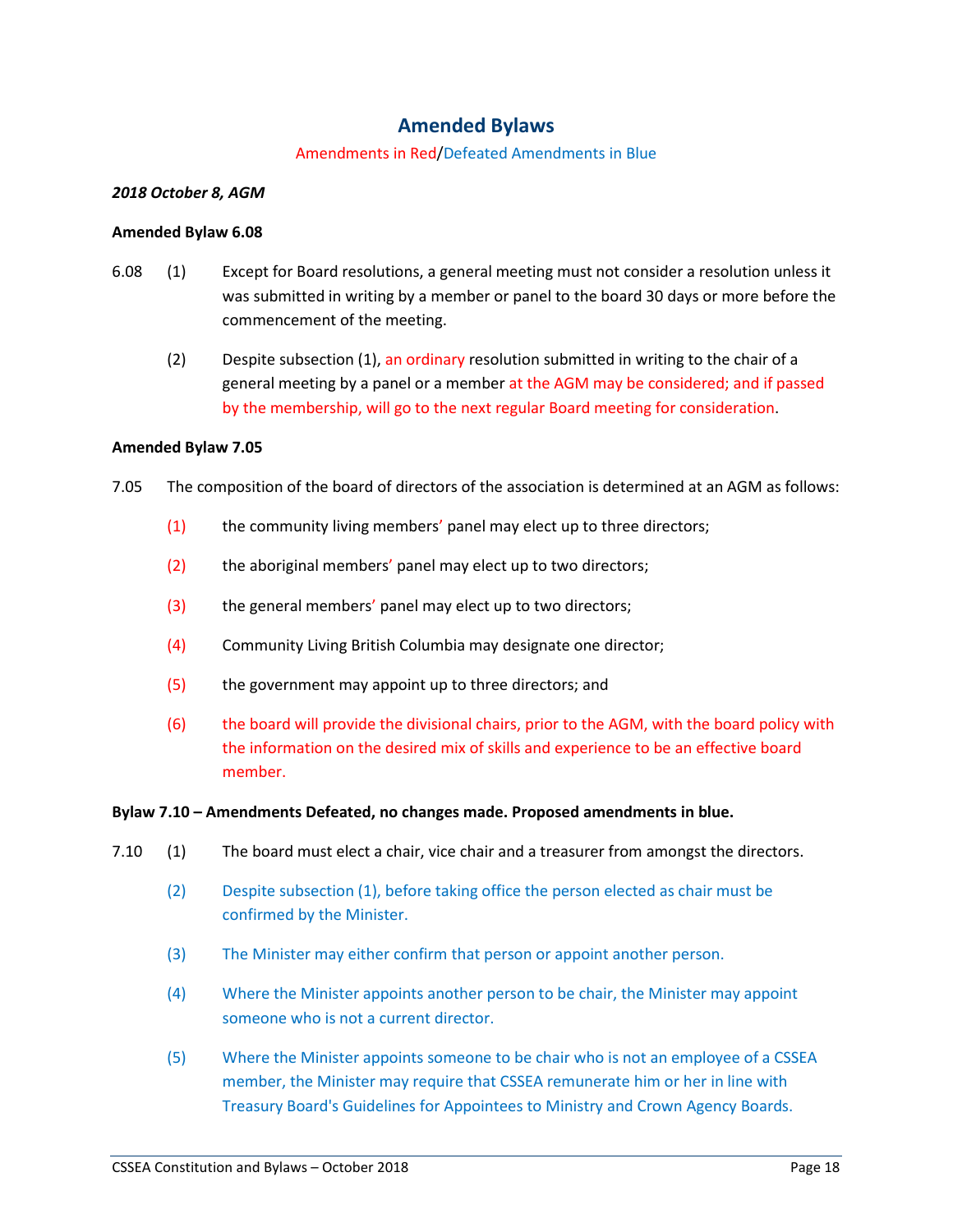# Amended Bylaws

Amendments in Red/Defeated Amendments in Blue

***2018 October 8, AGM***

**Amended Bylaw 6.08**

6.08 (1) Except for Board resolutions, a general meeting must not consider a resolution unless it was submitted in writing by a member or panel to the board 30 days or more before the commencement of the meeting.

(2) Despite subsection (1), an ordinary resolution submitted in writing to the chair of a general meeting by a panel or a member at the AGM may be considered; and if passed by the membership, will go to the next regular Board meeting for consideration.

**Amended Bylaw 7.05**

7.05 The composition of the board of directors of the association is determined at an AGM as follows:

(1) the community living members' panel may elect up to three directors;

(2) the aboriginal members' panel may elect up to two directors;

(3) the general members' panel may elect up to two directors;

(4) Community Living British Columbia may designate one director;

(5) the government may appoint up to three directors; and

(6) the board will provide the divisional chairs, prior to the AGM, with the board policy with the information on the desired mix of skills and experience to be an effective board member.

**Bylaw 7.10 – Amendments Defeated, no changes made. Proposed amendments in blue.**

7.10 (1) The board must elect a chair, vice chair and a treasurer from amongst the directors.

(2) Despite subsection (1), before taking office the person elected as chair must be confirmed by the Minister.

(3) The Minister may either confirm that person or appoint another person.

(4) Where the Minister appoints another person to be chair, the Minister may appoint someone who is not a current director.

(5) Where the Minister appoints someone to be chair who is not an employee of a CSSEA member, the Minister may require that CSSEA remunerate him or her in line with Treasury Board's Guidelines for Appointees to Ministry and Crown Agency Boards.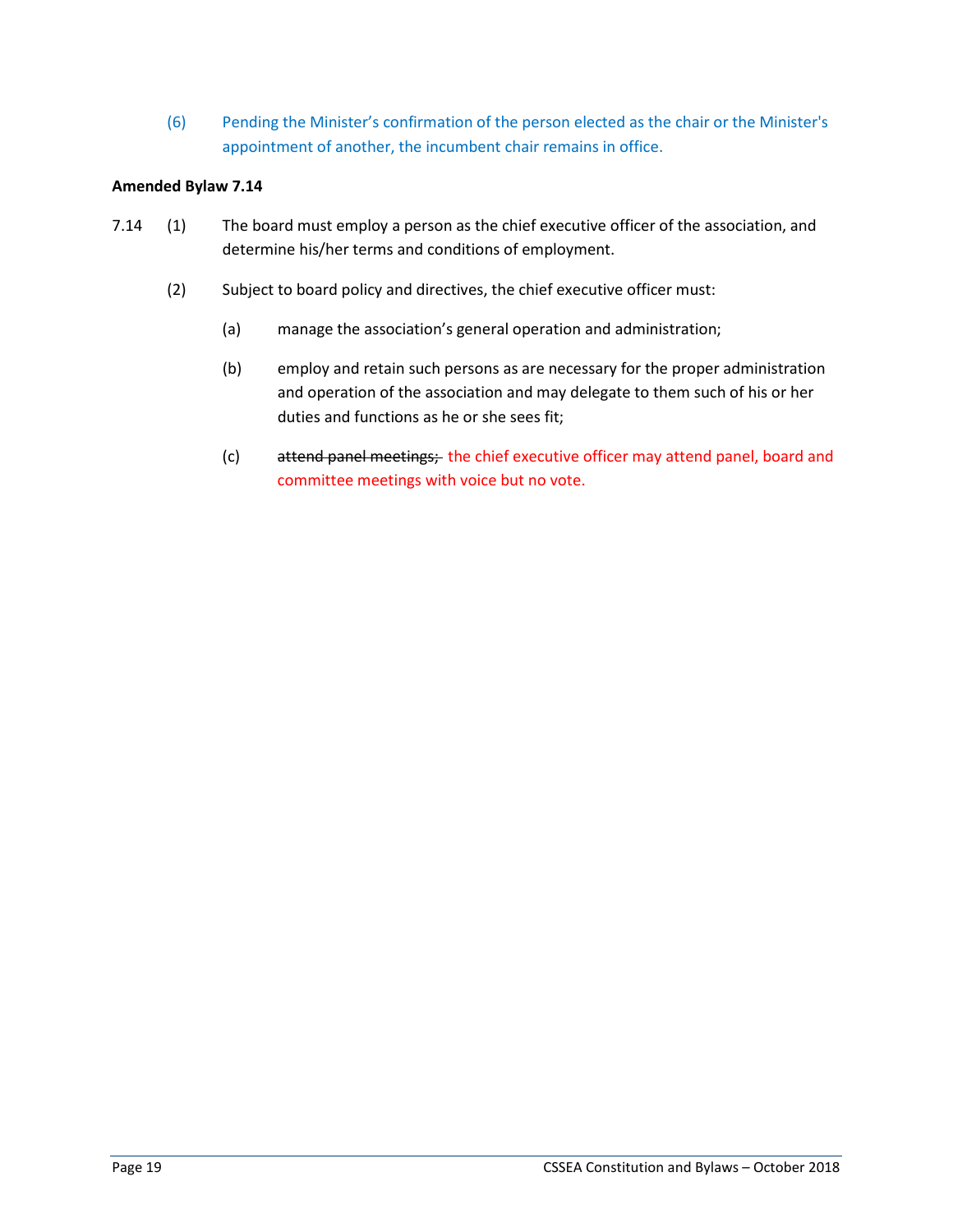(6) Pending the Minister's confirmation of the person elected as the chair or the Minister's appointment of another, the incumbent chair remains in office.

**Amended Bylaw 7.14**

7.14 (1) The board must employ a person as the chief executive officer of the association, and determine his/her terms and conditions of employment.

(2) Subject to board policy and directives, the chief executive officer must:

(a) manage the association's general operation and administration;

(b) employ and retain such persons as are necessary for the proper administration and operation of the association and may delegate to them such of his or her duties and functions as he or she sees fit;

(c) ~~attend panel meetings;~~ the chief executive officer may attend panel, board and committee meetings with voice but no vote.